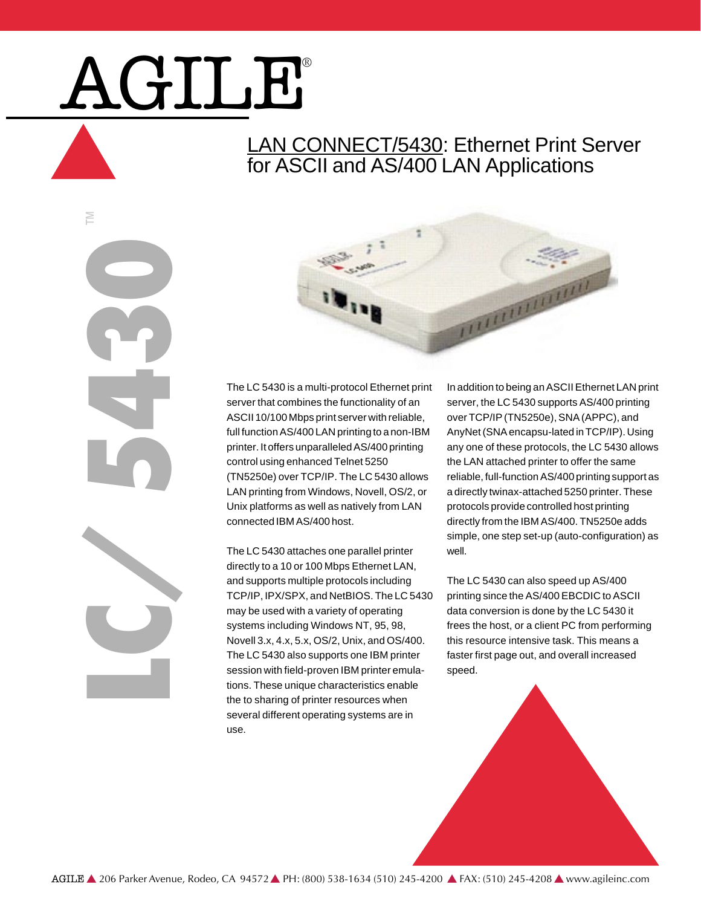# AGILE®

## LAN CONNECT/5430: Ethernet Print Server for ASCII and AS/400 LAN Applications

LC/5430™

The LC 5430 is a multi-protocol Ethernet print server that combines the functionality of an ASCII 10/100 Mbps print server with reliable, full function AS/400 LAN printing to a non-IBM printer. It offers unparalleled AS/400 printing control using enhanced Telnet 5250 (TN5250e) over TCP/IP. The LC 5430 allows LAN printing from Windows, Novell, OS/2, or Unix platforms as well as natively from LAN connected IBM AS/400 host.

The LC 5430 attaches one parallel printer directly to a 10 or 100 Mbps Ethernet LAN, and supports multiple protocols including TCP/IP, IPX/SPX, and NetBIOS. The LC 5430 may be used with a variety of operating systems including Windows NT, 95, 98, Novell 3.x, 4.x, 5.x, OS/2, Unix, and OS/400. The LC 5430 also supports one IBM printer session with field-proven IBM printer emulations. These unique characteristics enable the to sharing of printer resources when several different operating systems are in use.

In addition to being an ASCII Ethernet LAN print server, the LC 5430 supports AS/400 printing over TCP/IP (TN5250e), SNA (APPC), and AnyNet (SNA encapsu-lated in TCP/IP). Using any one of these protocols, the LC 5430 allows the LAN attached printer to offer the same reliable, full-function AS/400 printing support as a directly twinax-attached 5250 printer. These protocols provide controlled host printing directly from the IBM AS/400. TN5250e adds simple, one step set-up (auto-configuration) as well.

The LC 5430 can also speed up AS/400 printing since the AS/400 EBCDIC to ASCII data conversion is done by the LC 5430 it frees the host, or a client PC from performing this resource intensive task. This means a faster first page out, and overall increased speed.

AGILE ▲ 206 Parker Avenue, Rodeo, CA 94572 ▲ PH: (800) 538-1634 (510) 245-4200 ▲ FAX: (510) 245-4208 ▲ www.agileinc.com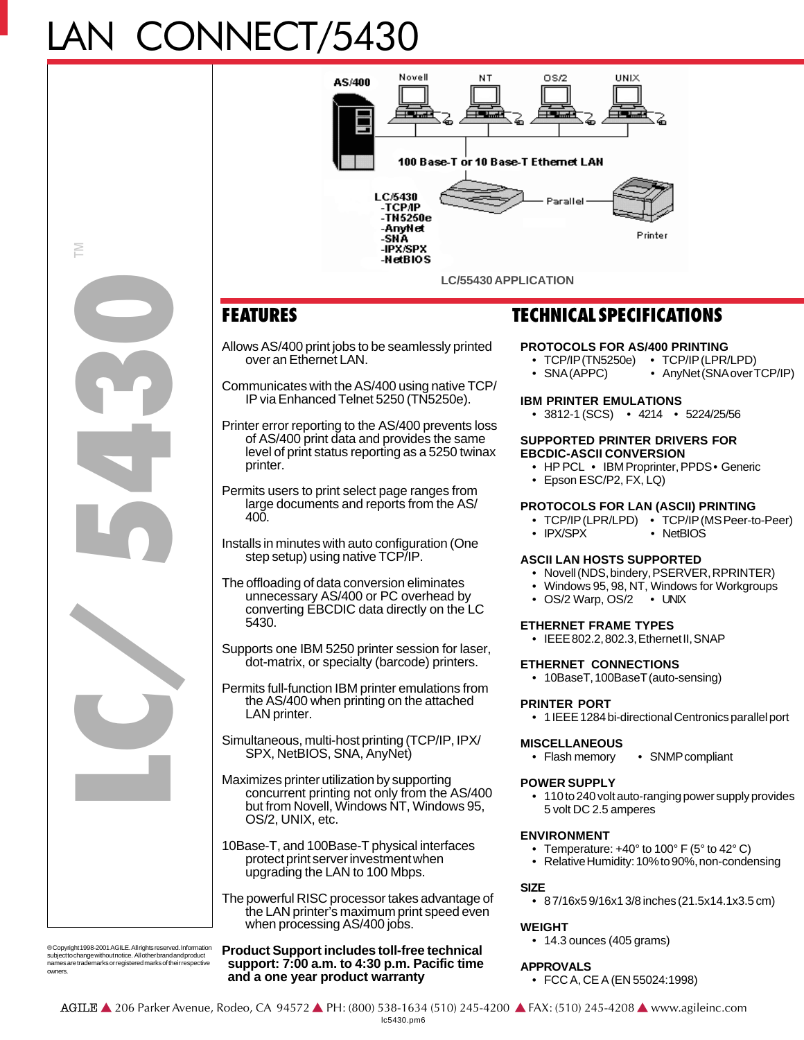# LAN CONNECT/5430

AS/400 | Novell | NT | OS/2 | UNIX

100 Base-T or 10 Base-T Ethernet LAN

LC/5430
- TCP/IP
- TN5250e
- AnyNet
- SNA
- IPX/SPX
- NetBIOS

Parallel

Printer

LC/55430 APPLICATION

LC/ 5430™

## FEATURES

Allows AS/400 print jobs to be seamlessly printed over an Ethernet LAN.

Communicates with the AS/400 using native TCP/IP via Enhanced Telnet 5250 (TN5250e).

Printer error reporting to the AS/400 prevents loss of AS/400 print data and provides the same level of print status reporting as a 5250 twinax printer.

Permits users to print select page ranges from large documents and reports from the AS/400.

Installs in minutes with auto configuration (One step setup) using native TCP/IP.

The offloading of data conversion eliminates unnecessary AS/400 or PC overhead by converting EBCDIC data directly on the LC 5430.

Supports one IBM 5250 printer session for laser, dot-matrix, or specialty (barcode) printers.

Permits full-function IBM printer emulations from the AS/400 when printing on the attached LAN printer.

Simultaneous, multi-host printing (TCP/IP, IPX/SPX, NetBIOS, SNA, AnyNet)

Maximizes printer utilization by supporting concurrent printing not only from the AS/400 but from Novell, Windows NT, Windows 95, OS/2, UNIX, etc.

10Base-T, and 100Base-T physical interfaces protect print server investment when upgrading the LAN to 100 Mbps.

The powerful RISC processor takes advantage of the LAN printer's maximum print speed even when processing AS/400 jobs.

**Product Support includes toll-free technical support: 7:00 a.m. to 4:30 p.m. Pacific time and a one year product warranty**

## TECHNICAL SPECIFICATIONS

**PROTOCOLS FOR AS/400 PRINTING**
- TCP/IP (TN5250e)
- TCP/IP (LPR/LPD)
- SNA (APPC)
- AnyNet (SNA over TCP/IP)

**IBM PRINTER EMULATIONS**
- 3812-1 (SCS) • 4214 • 5224/25/56

**SUPPORTED PRINTER DRIVERS FOR EBCDIC-ASCII CONVERSION**
- HP PCL • IBM Proprinter, PPDS • Generic
- Epson ESC/P2, FX, LQ)

**PROTOCOLS FOR LAN (ASCII) PRINTING**
- TCP/IP (LPR/LPD)
- TCP/IP (MS Peer-to-Peer)
- IPX/SPX
- NetBIOS

**ASCII LAN HOSTS SUPPORTED**
- Novell (NDS, bindery, PSERVER, RPRINTER)
- Windows 95, 98, NT, Windows for Workgroups
- OS/2 Warp, OS/2 • UNIX

**ETHERNET FRAME TYPES**
- IEEE 802.2, 802.3, Ethernet II, SNAP

**ETHERNET CONNECTIONS**
- 10BaseT, 100BaseT (auto-sensing)

**PRINTER PORT**
- 1 IEEE 1284 bi-directional Centronics parallel port

**MISCELLANEOUS**
- Flash memory
- SNMP compliant

**POWER SUPPLY**
- 110 to 240 volt auto-ranging power supply provides 5 volt DC 2.5 amperes

**ENVIRONMENT**
- Temperature: +40° to 100° F (5° to 42° C)
- Relative Humidity: 10% to 90%, non-condensing

**SIZE**
- 8 7/16x5 9/16x1 3/8 inches (21.5x14.1x3.5 cm)

**WEIGHT**
- 14.3 ounces (405 grams)

**APPROVALS**
- FCC A, CE A (EN 55024:1998)

® Copyright 1998-2001 AGILE. All rights reserved. Information subject to change without notice. All other brand and product names are trademarks or registered marks of their respective owners.

AGILE ▲ 206 Parker Avenue, Rodeo, CA 94572 ▲ PH: (800) 538-1634 (510) 245-4200 ▲ FAX: (510) 245-4208 ▲ www.agileinc.com

lc5430.pm6